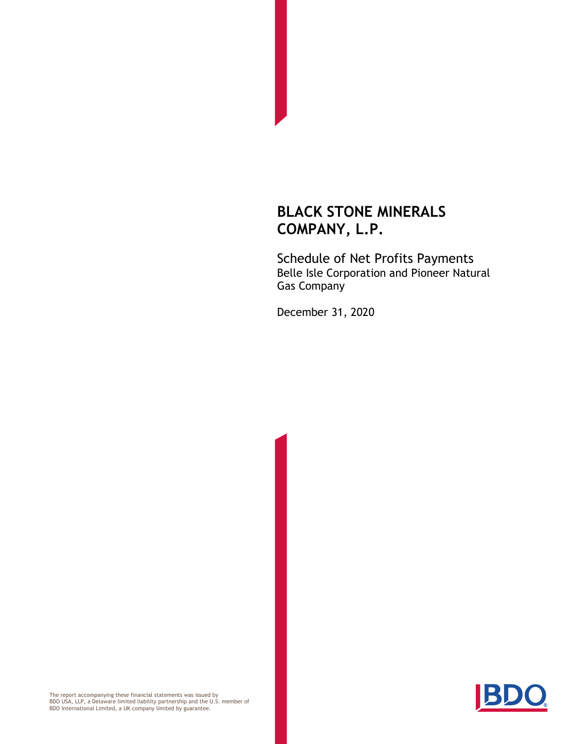# BLACK STONE MINERALS COMPANY, L.P.

## Schedule of Net Profits Payments

Belle Isle Corporation and Pioneer Natural Gas Company

December 31, 2020

The report accompanying these financial statements was issued by BDO USA, LLP, a Delaware limited liability partnership and the U.S. member of BDO International Limited, a UK company limited by guarantee.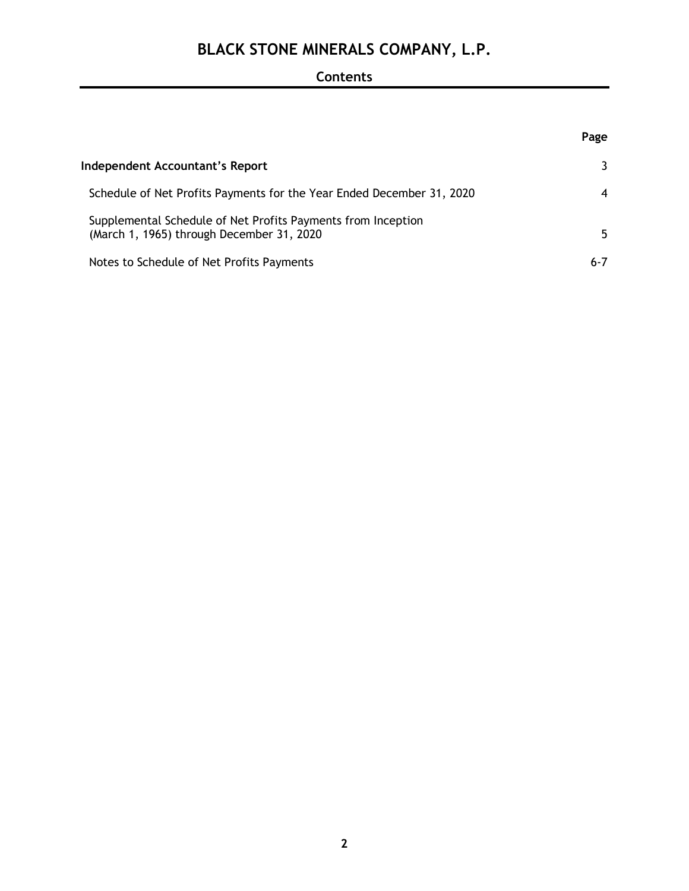# BLACK STONE MINERALS COMPANY, L.P.

## Contents

| | Page |
|---|---|
| **Independent Accountant's Report** | 3 |
| Schedule of Net Profits Payments for the Year Ended December 31, 2020 | 4 |
| Supplemental Schedule of Net Profits Payments from Inception (March 1, 1965) through December 31, 2020 | 5 |
| Notes to Schedule of Net Profits Payments | 6-7 |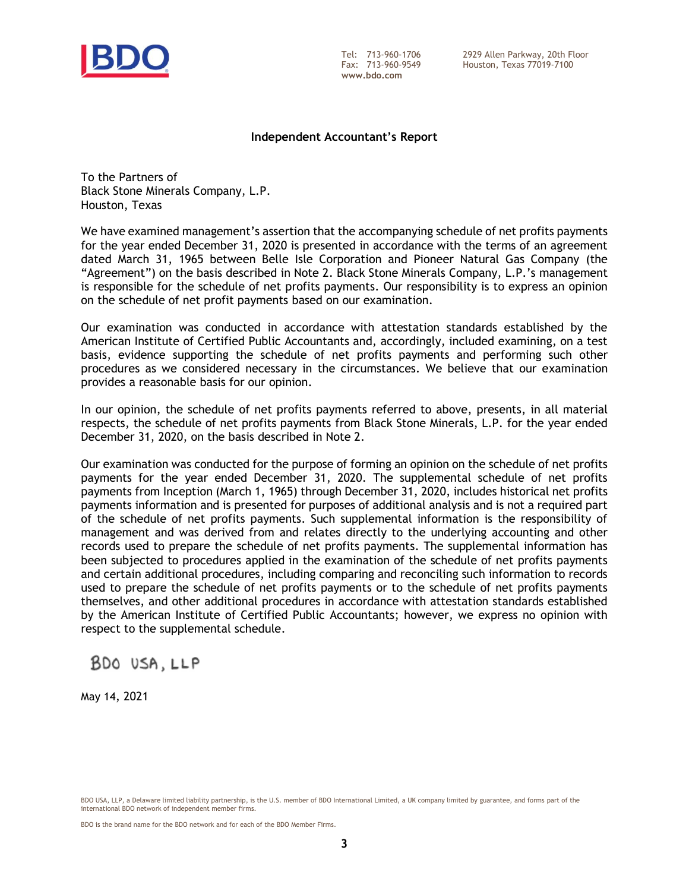BDO

Tel: 713-960-1706
Fax: 713-960-9549
www.bdo.com

2929 Allen Parkway, 20th Floor
Houston, Texas 77019-7100

## Independent Accountant's Report

To the Partners of
Black Stone Minerals Company, L.P.
Houston, Texas

We have examined management's assertion that the accompanying schedule of net profits payments for the year ended December 31, 2020 is presented in accordance with the terms of an agreement dated March 31, 1965 between Belle Isle Corporation and Pioneer Natural Gas Company (the "Agreement") on the basis described in Note 2. Black Stone Minerals Company, L.P.'s management is responsible for the schedule of net profits payments. Our responsibility is to express an opinion on the schedule of net profit payments based on our examination.

Our examination was conducted in accordance with attestation standards established by the American Institute of Certified Public Accountants and, accordingly, included examining, on a test basis, evidence supporting the schedule of net profits payments and performing such other procedures as we considered necessary in the circumstances. We believe that our examination provides a reasonable basis for our opinion.

In our opinion, the schedule of net profits payments referred to above, presents, in all material respects, the schedule of net profits payments from Black Stone Minerals, L.P. for the year ended December 31, 2020, on the basis described in Note 2.

Our examination was conducted for the purpose of forming an opinion on the schedule of net profits payments for the year ended December 31, 2020. The supplemental schedule of net profits payments from Inception (March 1, 1965) through December 31, 2020, includes historical net profits payments information and is presented for purposes of additional analysis and is not a required part of the schedule of net profits payments. Such supplemental information is the responsibility of management and was derived from and relates directly to the underlying accounting and other records used to prepare the schedule of net profits payments. The supplemental information has been subjected to procedures applied in the examination of the schedule of net profits payments and certain additional procedures, including comparing and reconciling such information to records used to prepare the schedule of net profits payments or to the schedule of net profits payments themselves, and other additional procedures in accordance with attestation standards established by the American Institute of Certified Public Accountants; however, we express no opinion with respect to the supplemental schedule.

BDO USA, LLP

May 14, 2021

BDO USA, LLP, a Delaware limited liability partnership, is the U.S. member of BDO International Limited, a UK company limited by guarantee, and forms part of the international BDO network of independent member firms.

BDO is the brand name for the BDO network and for each of the BDO Member Firms.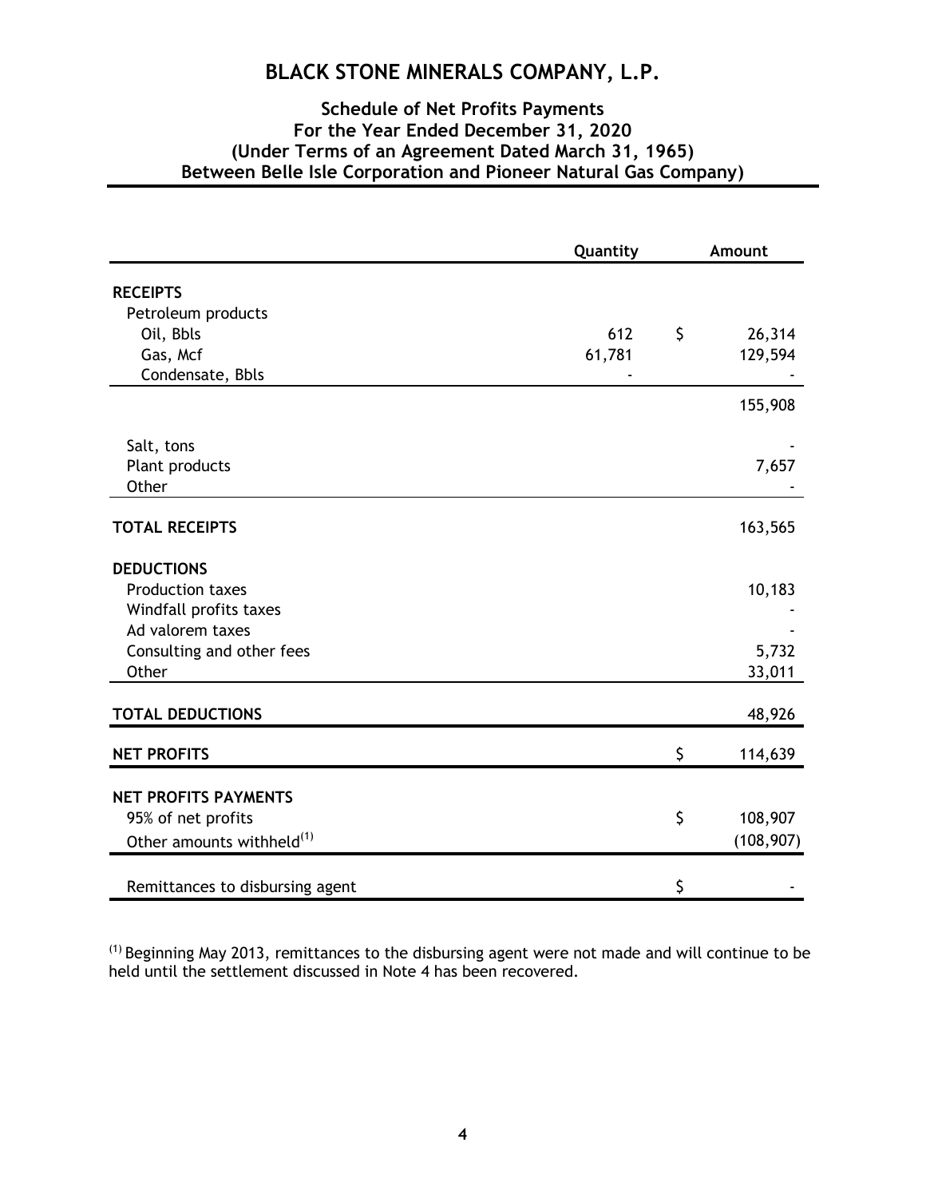# BLACK STONE MINERALS COMPANY, L.P.

## Schedule of Net Profits Payments
## For the Year Ended December 31, 2020
## (Under Terms of an Agreement Dated March 31, 1965)
## Between Belle Isle Corporation and Pioneer Natural Gas Company)

| | Quantity | Amount |
|---|---|---|
| **RECEIPTS** | | |
| Petroleum products | | |
| Oil, Bbls | 612 | $ 26,314 |
| Gas, Mcf | 61,781 | 129,594 |
| Condensate, Bbls | - | - |
| | | 155,908 |
| Salt, tons | | - |
| Plant products | | 7,657 |
| Other | | - |
| **TOTAL RECEIPTS** | | 163,565 |
| **DEDUCTIONS** | | |
| Production taxes | | 10,183 |
| Windfall profits taxes | | - |
| Ad valorem taxes | | - |
| Consulting and other fees | | 5,732 |
| Other | | 33,011 |
| **TOTAL DEDUCTIONS** | | 48,926 |
| **NET PROFITS** | | $ 114,639 |
| **NET PROFITS PAYMENTS** | | |
| 95% of net profits | | $ 108,907 |
| Other amounts withheld[(1)] | | (108,907) |
| Remittances to disbursing agent | | $ - |

[(1)] Beginning May 2013, remittances to the disbursing agent were not made and will continue to be held until the settlement discussed in Note 4 has been recovered.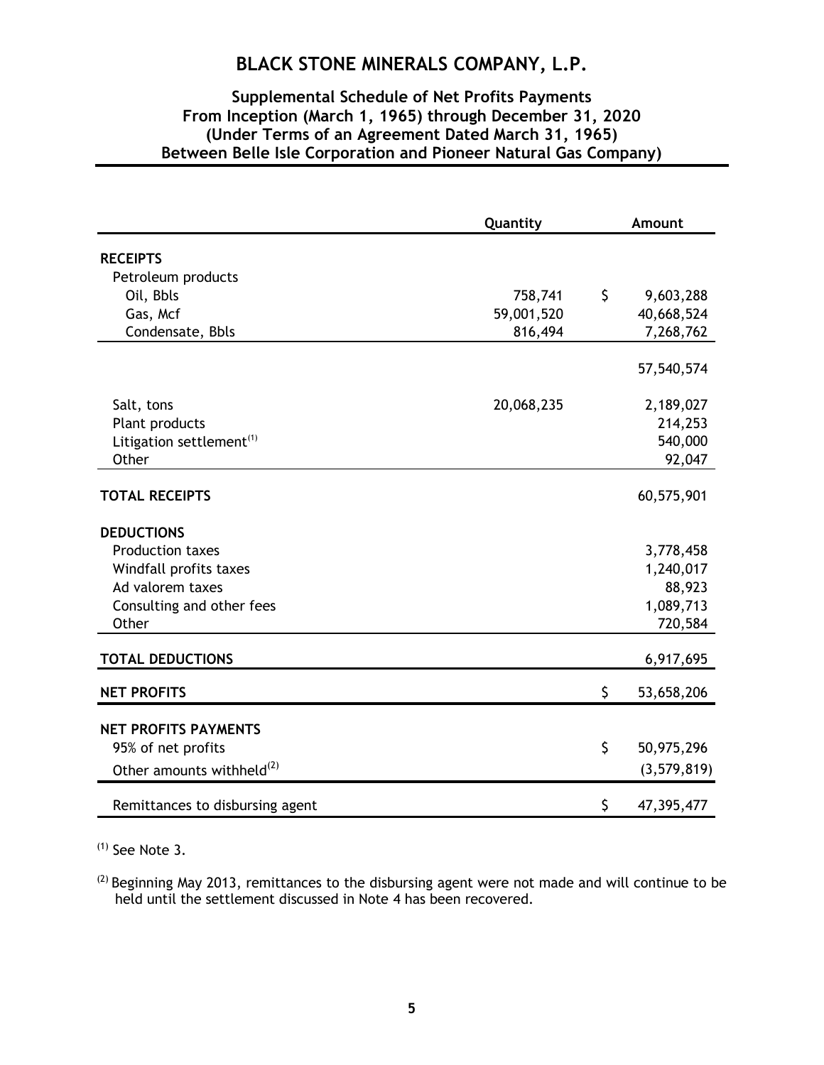# BLACK STONE MINERALS COMPANY, L.P.

## Supplemental Schedule of Net Profits Payments
## From Inception (March 1, 1965) through December 31, 2020
## (Under Terms of an Agreement Dated March 31, 1965)
## Between Belle Isle Corporation and Pioneer Natural Gas Company)

| | Quantity | Amount |
|---|---|---|
| **RECEIPTS** | | |
| Petroleum products | | |
| Oil, Bbls | 758,741 | $ 9,603,288 |
| Gas, Mcf | 59,001,520 | 40,668,524 |
| Condensate, Bbls | 816,494 | 7,268,762 |
| | | 57,540,574 |
| Salt, tons | 20,068,235 | 2,189,027 |
| Plant products | | 214,253 |
| Litigation settlement[1] | | 540,000 |
| Other | | 92,047 |
| **TOTAL RECEIPTS** | | 60,575,901 |
| **DEDUCTIONS** | | |
| Production taxes | | 3,778,458 |
| Windfall profits taxes | | 1,240,017 |
| Ad valorem taxes | | 88,923 |
| Consulting and other fees | | 1,089,713 |
| Other | | 720,584 |
| **TOTAL DEDUCTIONS** | | 6,917,695 |
| **NET PROFITS** | | $ 53,658,206 |
| **NET PROFITS PAYMENTS** | | |
| 95% of net profits | | $ 50,975,296 |
| Other amounts withheld[2] | | (3,579,819) |
| Remittances to disbursing agent | | $ 47,395,477 |

[1] See Note 3.

[2] Beginning May 2013, remittances to the disbursing agent were not made and will continue to be held until the settlement discussed in Note 4 has been recovered.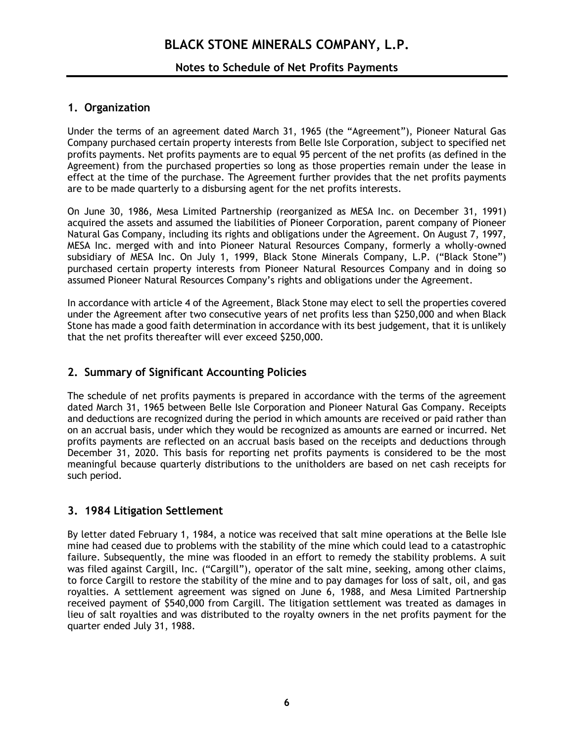# BLACK STONE MINERALS COMPANY, L.P.

## Notes to Schedule of Net Profits Payments

### 1. Organization

Under the terms of an agreement dated March 31, 1965 (the "Agreement"), Pioneer Natural Gas Company purchased certain property interests from Belle Isle Corporation, subject to specified net profits payments. Net profits payments are to equal 95 percent of the net profits (as defined in the Agreement) from the purchased properties so long as those properties remain under the lease in effect at the time of the purchase. The Agreement further provides that the net profits payments are to be made quarterly to a disbursing agent for the net profits interests.

On June 30, 1986, Mesa Limited Partnership (reorganized as MESA Inc. on December 31, 1991) acquired the assets and assumed the liabilities of Pioneer Corporation, parent company of Pioneer Natural Gas Company, including its rights and obligations under the Agreement. On August 7, 1997, MESA Inc. merged with and into Pioneer Natural Resources Company, formerly a wholly-owned subsidiary of MESA Inc. On July 1, 1999, Black Stone Minerals Company, L.P. ("Black Stone") purchased certain property interests from Pioneer Natural Resources Company and in doing so assumed Pioneer Natural Resources Company's rights and obligations under the Agreement.

In accordance with article 4 of the Agreement, Black Stone may elect to sell the properties covered under the Agreement after two consecutive years of net profits less than $250,000 and when Black Stone has made a good faith determination in accordance with its best judgement, that it is unlikely that the net profits thereafter will ever exceed $250,000.

### 2. Summary of Significant Accounting Policies

The schedule of net profits payments is prepared in accordance with the terms of the agreement dated March 31, 1965 between Belle Isle Corporation and Pioneer Natural Gas Company. Receipts and deductions are recognized during the period in which amounts are received or paid rather than on an accrual basis, under which they would be recognized as amounts are earned or incurred. Net profits payments are reflected on an accrual basis based on the receipts and deductions through December 31, 2020. This basis for reporting net profits payments is considered to be the most meaningful because quarterly distributions to the unitholders are based on net cash receipts for such period.

### 3. 1984 Litigation Settlement

By letter dated February 1, 1984, a notice was received that salt mine operations at the Belle Isle mine had ceased due to problems with the stability of the mine which could lead to a catastrophic failure. Subsequently, the mine was flooded in an effort to remedy the stability problems. A suit was filed against Cargill, Inc. ("Cargill"), operator of the salt mine, seeking, among other claims, to force Cargill to restore the stability of the mine and to pay damages for loss of salt, oil, and gas royalties. A settlement agreement was signed on June 6, 1988, and Mesa Limited Partnership received payment of $540,000 from Cargill. The litigation settlement was treated as damages in lieu of salt royalties and was distributed to the royalty owners in the net profits payment for the quarter ended July 31, 1988.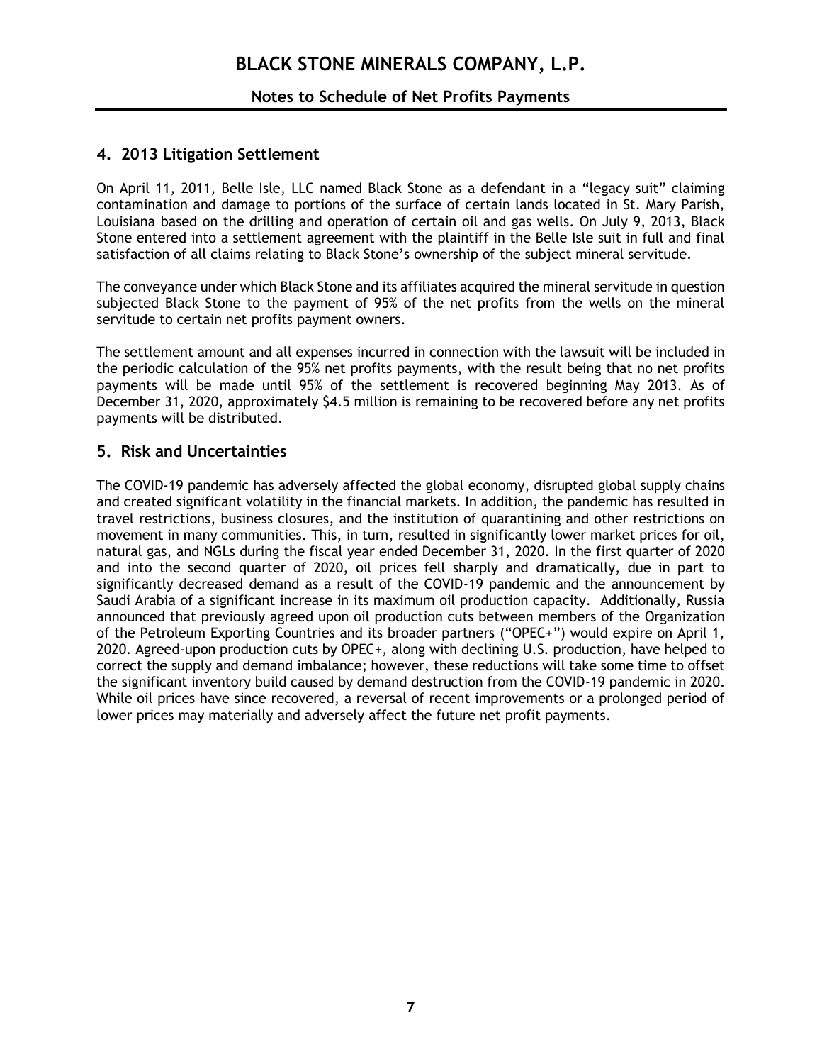## 4. 2013 Litigation Settlement

On April 11, 2011, Belle Isle, LLC named Black Stone as a defendant in a "legacy suit" claiming contamination and damage to portions of the surface of certain lands located in St. Mary Parish, Louisiana based on the drilling and operation of certain oil and gas wells. On July 9, 2013, Black Stone entered into a settlement agreement with the plaintiff in the Belle Isle suit in full and final satisfaction of all claims relating to Black Stone's ownership of the subject mineral servitude.

The conveyance under which Black Stone and its affiliates acquired the mineral servitude in question subjected Black Stone to the payment of 95% of the net profits from the wells on the mineral servitude to certain net profits payment owners.

The settlement amount and all expenses incurred in connection with the lawsuit will be included in the periodic calculation of the 95% net profits payments, with the result being that no net profits payments will be made until 95% of the settlement is recovered beginning May 2013. As of December 31, 2020, approximately $4.5 million is remaining to be recovered before any net profits payments will be distributed.

## 5. Risk and Uncertainties

The COVID-19 pandemic has adversely affected the global economy, disrupted global supply chains and created significant volatility in the financial markets. In addition, the pandemic has resulted in travel restrictions, business closures, and the institution of quarantining and other restrictions on movement in many communities. This, in turn, resulted in significantly lower market prices for oil, natural gas, and NGLs during the fiscal year ended December 31, 2020. In the first quarter of 2020 and into the second quarter of 2020, oil prices fell sharply and dramatically, due in part to significantly decreased demand as a result of the COVID-19 pandemic and the announcement by Saudi Arabia of a significant increase in its maximum oil production capacity. Additionally, Russia announced that previously agreed upon oil production cuts between members of the Organization of the Petroleum Exporting Countries and its broader partners ("OPEC+") would expire on April 1, 2020. Agreed-upon production cuts by OPEC+, along with declining U.S. production, have helped to correct the supply and demand imbalance; however, these reductions will take some time to offset the significant inventory build caused by demand destruction from the COVID-19 pandemic in 2020. While oil prices have since recovered, a reversal of recent improvements or a prolonged period of lower prices may materially and adversely affect the future net profit payments.